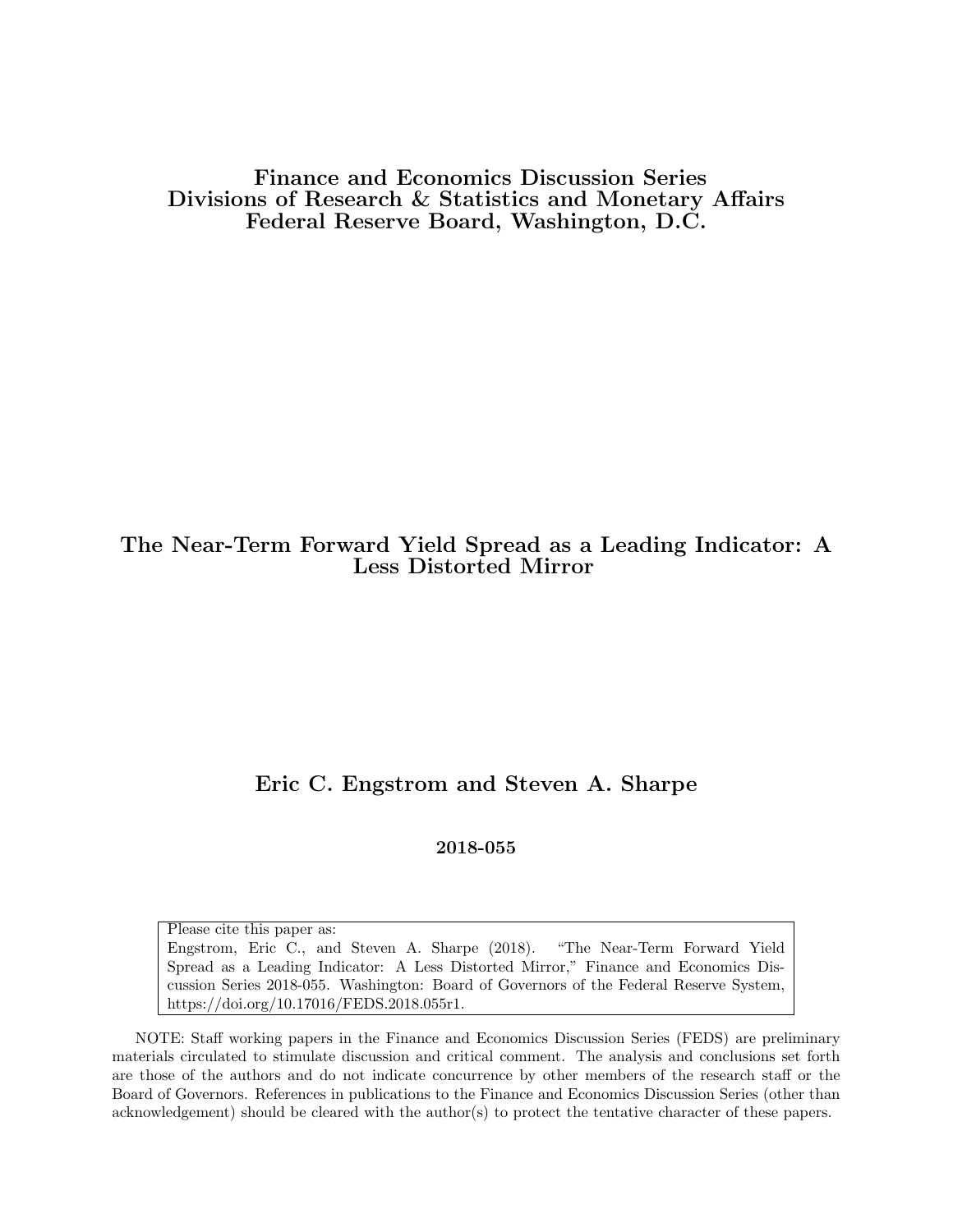**Finance and Economics Discussion Series**
**Divisions of Research & Statistics and Monetary Affairs**
**Federal Reserve Board, Washington, D.C.**

# The Near-Term Forward Yield Spread as a Leading Indicator: A Less Distorted Mirror

**Eric C. Engstrom and Steven A. Sharpe**

**2018-055**

Please cite this paper as:
Engstrom, Eric C., and Steven A. Sharpe (2018). "The Near-Term Forward Yield Spread as a Leading Indicator: A Less Distorted Mirror," Finance and Economics Discussion Series 2018-055. Washington: Board of Governors of the Federal Reserve System, https://doi.org/10.17016/FEDS.2018.055r1.

NOTE: Staff working papers in the Finance and Economics Discussion Series (FEDS) are preliminary materials circulated to stimulate discussion and critical comment. The analysis and conclusions set forth are those of the authors and do not indicate concurrence by other members of the research staff or the Board of Governors. References in publications to the Finance and Economics Discussion Series (other than acknowledgement) should be cleared with the author(s) to protect the tentative character of these papers.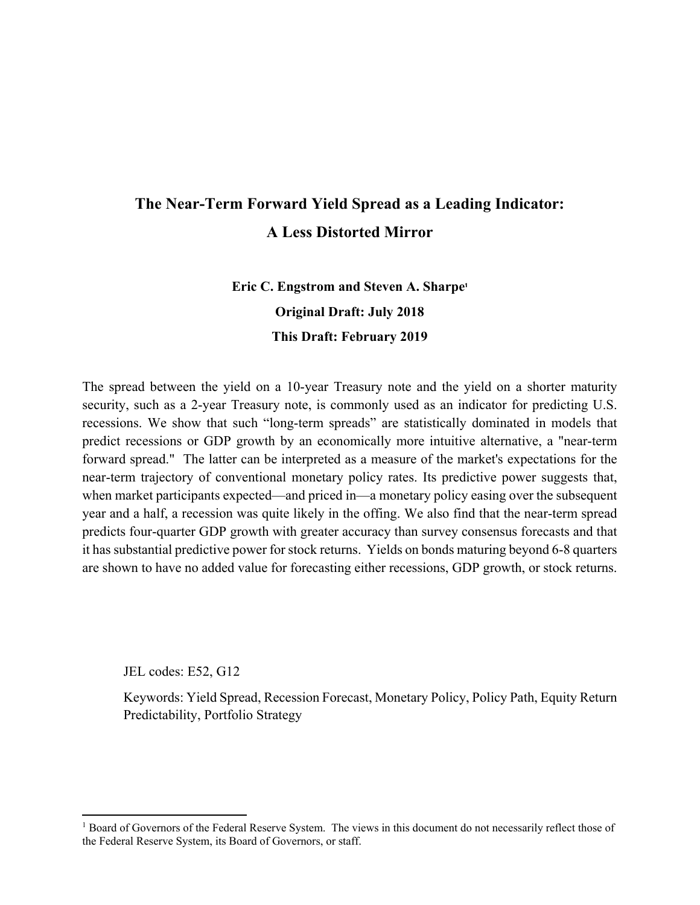# The Near-Term Forward Yield Spread as a Leading Indicator: A Less Distorted Mirror

**Eric C. Engstrom and Steven A. Sharpe**[1]

**Original Draft: July 2018**

**This Draft: February 2019**

The spread between the yield on a 10-year Treasury note and the yield on a shorter maturity security, such as a 2-year Treasury note, is commonly used as an indicator for predicting U.S. recessions. We show that such "long-term spreads" are statistically dominated in models that predict recessions or GDP growth by an economically more intuitive alternative, a "near-term forward spread." The latter can be interpreted as a measure of the market's expectations for the near-term trajectory of conventional monetary policy rates. Its predictive power suggests that, when market participants expected—and priced in—a monetary policy easing over the subsequent year and a half, a recession was quite likely in the offing. We also find that the near-term spread predicts four-quarter GDP growth with greater accuracy than survey consensus forecasts and that it has substantial predictive power for stock returns. Yields on bonds maturing beyond 6-8 quarters are shown to have no added value for forecasting either recessions, GDP growth, or stock returns.

JEL codes: E52, G12

Keywords: Yield Spread, Recession Forecast, Monetary Policy, Policy Path, Equity Return Predictability, Portfolio Strategy

[1] Board of Governors of the Federal Reserve System. The views in this document do not necessarily reflect those of the Federal Reserve System, its Board of Governors, or staff.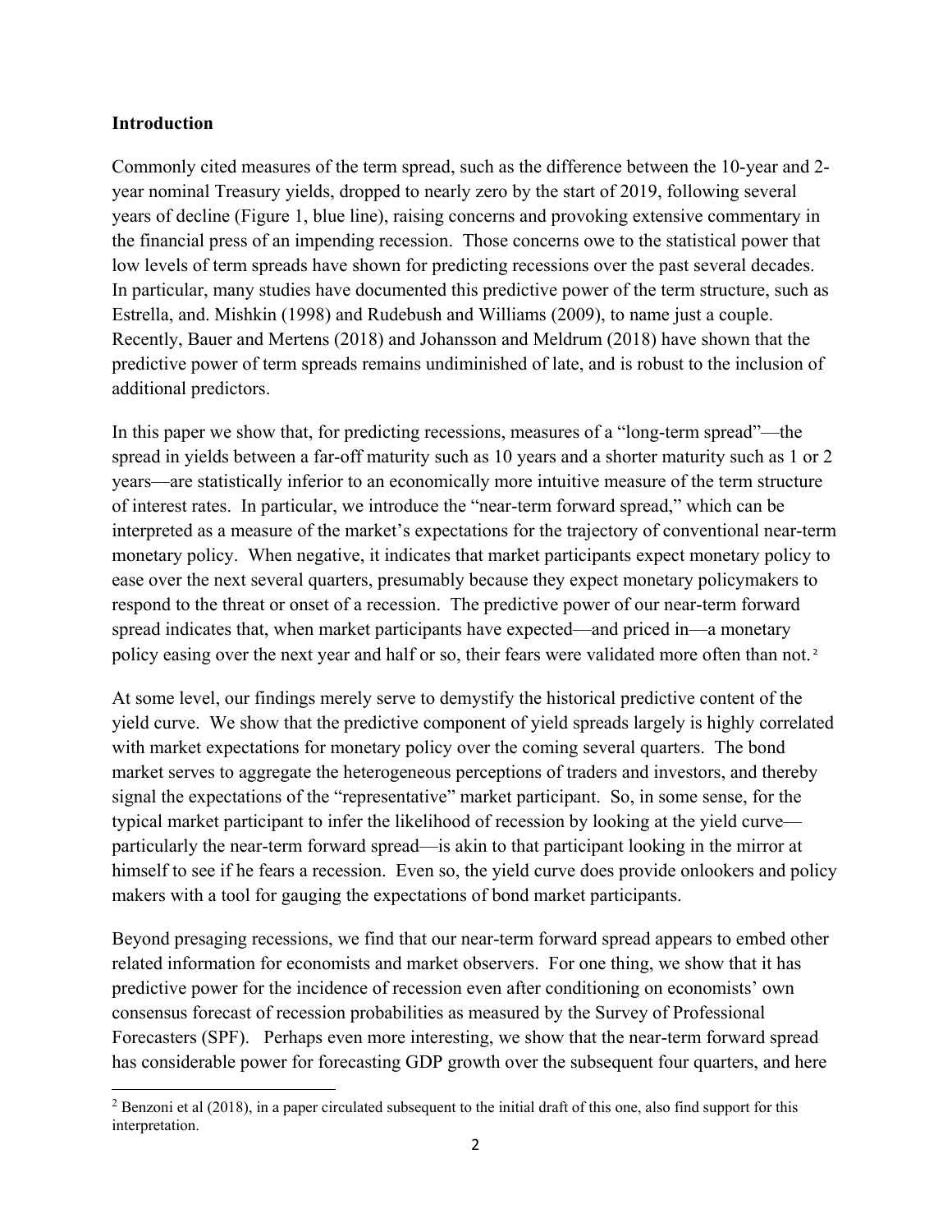## Introduction

Commonly cited measures of the term spread, such as the difference between the 10-year and 2-year nominal Treasury yields, dropped to nearly zero by the start of 2019, following several years of decline (Figure 1, blue line), raising concerns and provoking extensive commentary in the financial press of an impending recession. Those concerns owe to the statistical power that low levels of term spreads have shown for predicting recessions over the past several decades. In particular, many studies have documented this predictive power of the term structure, such as Estrella, and. Mishkin (1998) and Rudebush and Williams (2009), to name just a couple. Recently, Bauer and Mertens (2018) and Johansson and Meldrum (2018) have shown that the predictive power of term spreads remains undiminished of late, and is robust to the inclusion of additional predictors.

In this paper we show that, for predicting recessions, measures of a "long-term spread"—the spread in yields between a far-off maturity such as 10 years and a shorter maturity such as 1 or 2 years—are statistically inferior to an economically more intuitive measure of the term structure of interest rates. In particular, we introduce the "near-term forward spread," which can be interpreted as a measure of the market's expectations for the trajectory of conventional near-term monetary policy. When negative, it indicates that market participants expect monetary policy to ease over the next several quarters, presumably because they expect monetary policymakers to respond to the threat or onset of a recession. The predictive power of our near-term forward spread indicates that, when market participants have expected—and priced in—a monetary policy easing over the next year and half or so, their fears were validated more often than not.[2]

At some level, our findings merely serve to demystify the historical predictive content of the yield curve. We show that the predictive component of yield spreads largely is highly correlated with market expectations for monetary policy over the coming several quarters. The bond market serves to aggregate the heterogeneous perceptions of traders and investors, and thereby signal the expectations of the "representative" market participant. So, in some sense, for the typical market participant to infer the likelihood of recession by looking at the yield curve—particularly the near-term forward spread—is akin to that participant looking in the mirror at himself to see if he fears a recession. Even so, the yield curve does provide onlookers and policy makers with a tool for gauging the expectations of bond market participants.

Beyond presaging recessions, we find that our near-term forward spread appears to embed other related information for economists and market observers. For one thing, we show that it has predictive power for the incidence of recession even after conditioning on economists' own consensus forecast of recession probabilities as measured by the Survey of Professional Forecasters (SPF). Perhaps even more interesting, we show that the near-term forward spread has considerable power for forecasting GDP growth over the subsequent four quarters, and here

[2] Benzoni et al (2018), in a paper circulated subsequent to the initial draft of this one, also find support for this interpretation.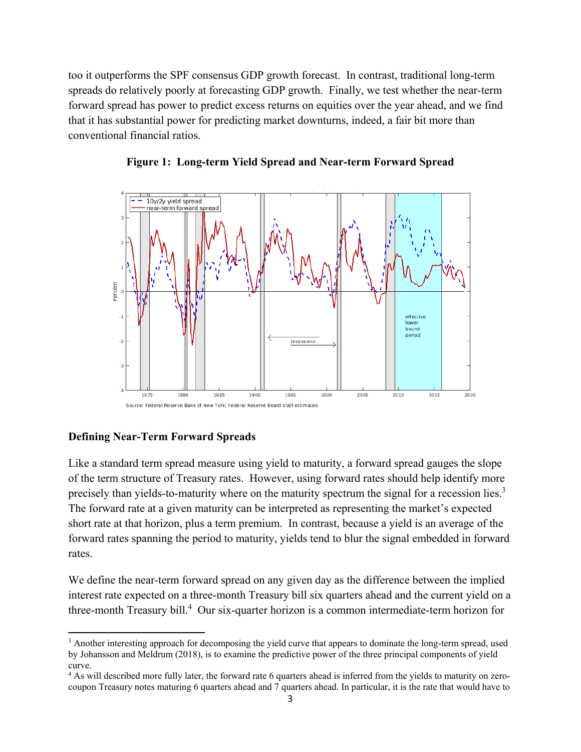too it outperforms the SPF consensus GDP growth forecast. In contrast, traditional long-term spreads do relatively poorly at forecasting GDP growth. Finally, we test whether the near-term forward spread has power to predict excess returns on equities over the year ahead, and we find that it has substantial power for predicting market downturns, indeed, a fair bit more than conventional financial ratios.

**Figure 1: Long-term Yield Spread and Near-term Forward Spread**

Source: Federal Reserve Bank of New York; Federal Reserve Board staff estimates.

## Defining Near-Term Forward Spreads

Like a standard term spread measure using yield to maturity, a forward spread gauges the slope of the term structure of Treasury rates. However, using forward rates should help identify more precisely than yields-to-maturity where on the maturity spectrum the signal for a recession lies.[3] The forward rate at a given maturity can be interpreted as representing the market's expected short rate at that horizon, plus a term premium. In contrast, because a yield is an average of the forward rates spanning the period to maturity, yields tend to blur the signal embedded in forward rates.

We define the near-term forward spread on any given day as the difference between the implied interest rate expected on a three-month Treasury bill six quarters ahead and the current yield on a three-month Treasury bill.[4] Our six-quarter horizon is a common intermediate-term horizon for

---

[3] Another interesting approach for decomposing the yield curve that appears to dominate the long-term spread, used by Johansson and Meldrum (2018), is to examine the predictive power of the three principal components of yield curve.

[4] As will described more fully later, the forward rate 6 quarters ahead is inferred from the yields to maturity on zero-coupon Treasury notes maturing 6 quarters ahead and 7 quarters ahead. In particular, it is the rate that would have to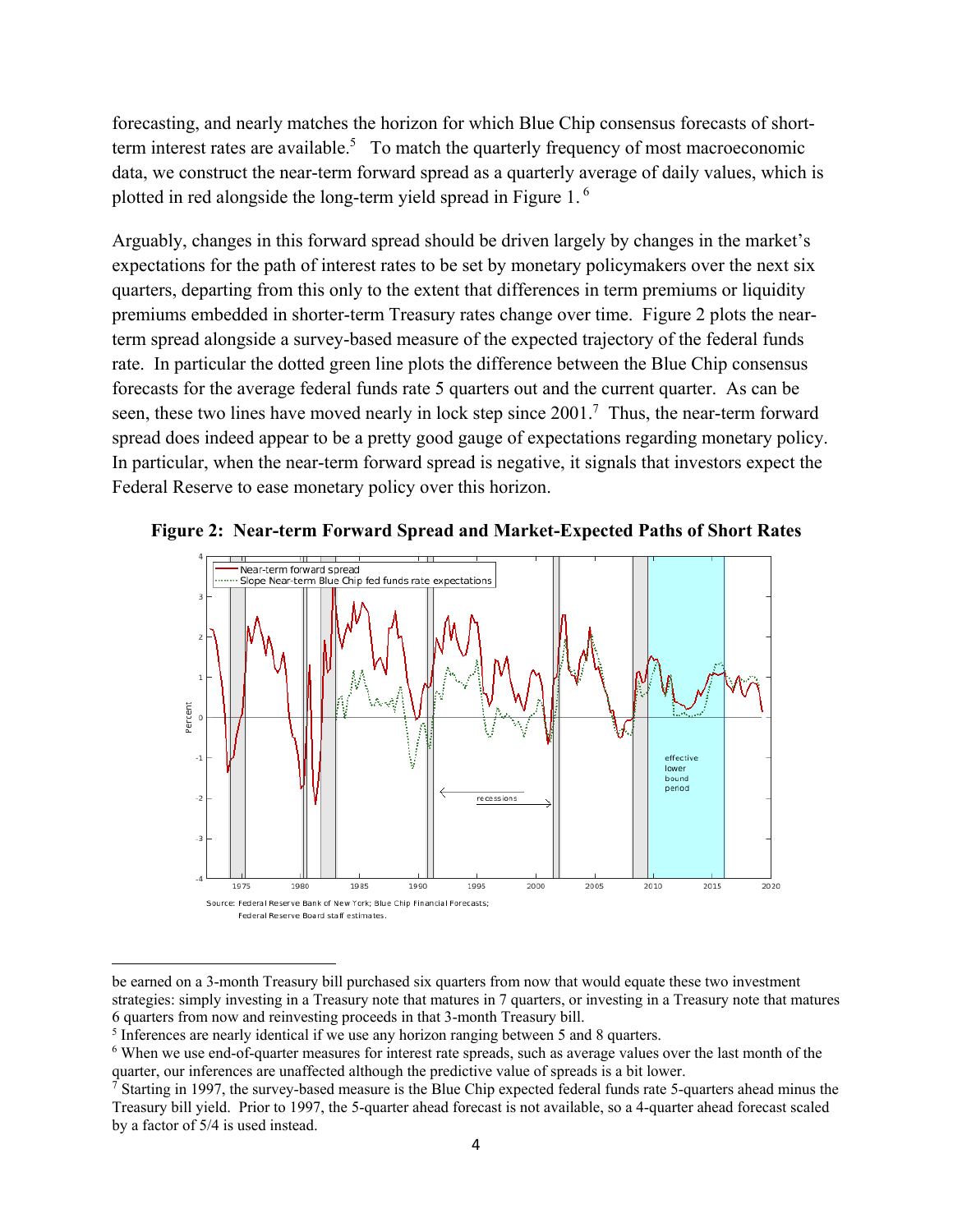forecasting, and nearly matches the horizon for which Blue Chip consensus forecasts of short-term interest rates are available.[5] To match the quarterly frequency of most macroeconomic data, we construct the near-term forward spread as a quarterly average of daily values, which is plotted in red alongside the long-term yield spread in Figure 1.[6]

Arguably, changes in this forward spread should be driven largely by changes in the market's expectations for the path of interest rates to be set by monetary policymakers over the next six quarters, departing from this only to the extent that differences in term premiums or liquidity premiums embedded in shorter-term Treasury rates change over time. Figure 2 plots the near-term spread alongside a survey-based measure of the expected trajectory of the federal funds rate. In particular the dotted green line plots the difference between the Blue Chip consensus forecasts for the average federal funds rate 5 quarters out and the current quarter. As can be seen, these two lines have moved nearly in lock step since 2001.[7] Thus, the near-term forward spread does indeed appear to be a pretty good gauge of expectations regarding monetary policy. In particular, when the near-term forward spread is negative, it signals that investors expect the Federal Reserve to ease monetary policy over this horizon.

**Figure 2: Near-term Forward Spread and Market-Expected Paths of Short Rates**

Source: Federal Reserve Bank of New York; Blue Chip Financial Forecasts; Federal Reserve Board staff estimates.

---

be earned on a 3-month Treasury bill purchased six quarters from now that would equate these two investment strategies: simply investing in a Treasury note that matures in 7 quarters, or investing in a Treasury note that matures 6 quarters from now and reinvesting proceeds in that 3-month Treasury bill.

[5] Inferences are nearly identical if we use any horizon ranging between 5 and 8 quarters.

[6] When we use end-of-quarter measures for interest rate spreads, such as average values over the last month of the quarter, our inferences are unaffected although the predictive value of spreads is a bit lower.

[7] Starting in 1997, the survey-based measure is the Blue Chip expected federal funds rate 5-quarters ahead minus the Treasury bill yield. Prior to 1997, the 5-quarter ahead forecast is not available, so a 4-quarter ahead forecast scaled by a factor of 5/4 is used instead.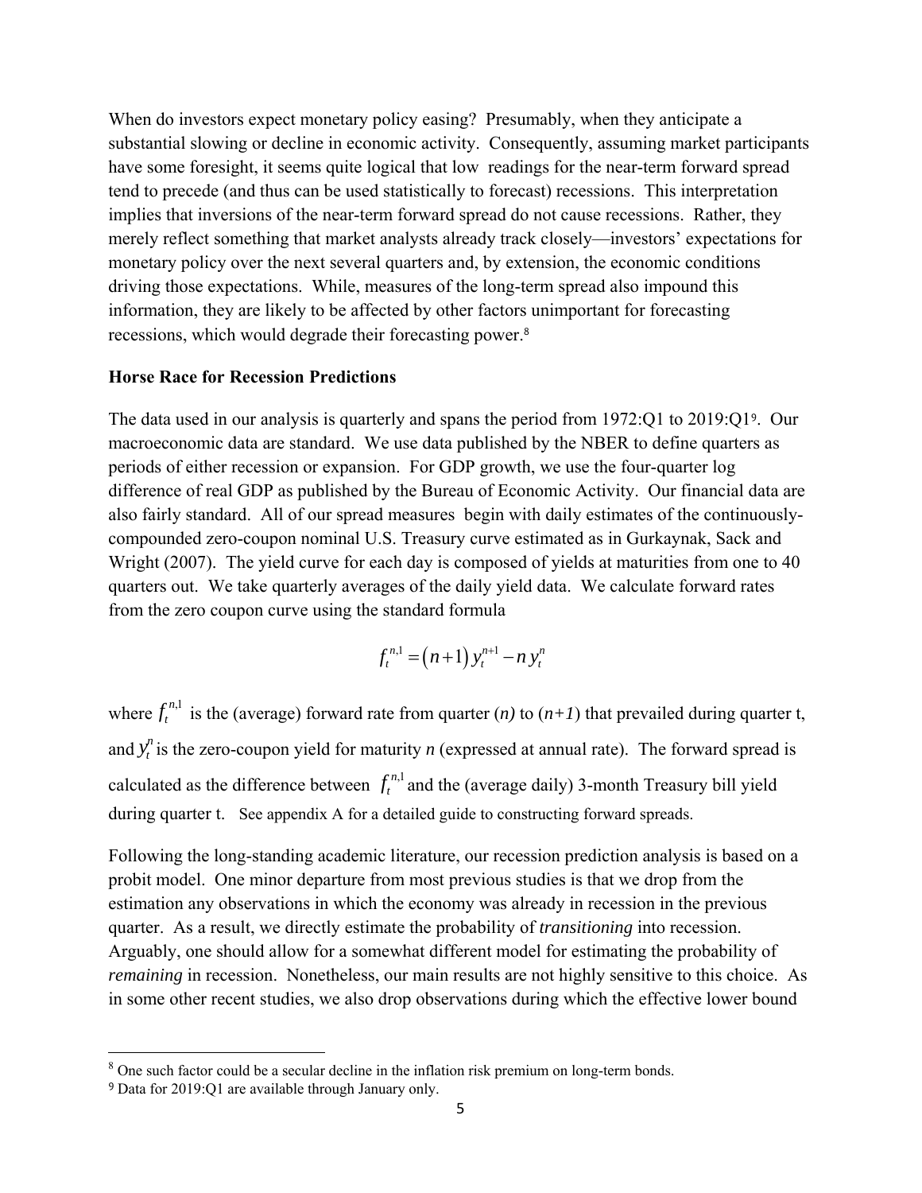When do investors expect monetary policy easing? Presumably, when they anticipate a substantial slowing or decline in economic activity. Consequently, assuming market participants have some foresight, it seems quite logical that low readings for the near-term forward spread tend to precede (and thus can be used statistically to forecast) recessions. This interpretation implies that inversions of the near-term forward spread do not cause recessions. Rather, they merely reflect something that market analysts already track closely—investors' expectations for monetary policy over the next several quarters and, by extension, the economic conditions driving those expectations. While, measures of the long-term spread also impound this information, they are likely to be affected by other factors unimportant for forecasting recessions, which would degrade their forecasting power.[8]

**Horse Race for Recession Predictions**

The data used in our analysis is quarterly and spans the period from 1972:Q1 to 2019:Q1[9]. Our macroeconomic data are standard. We use data published by the NBER to define quarters as periods of either recession or expansion. For GDP growth, we use the four-quarter log difference of real GDP as published by the Bureau of Economic Activity. Our financial data are also fairly standard. All of our spread measures begin with daily estimates of the continuously-compounded zero-coupon nominal U.S. Treasury curve estimated as in Gurkaynak, Sack and Wright (2007). The yield curve for each day is composed of yields at maturities from one to 40 quarters out. We take quarterly averages of the daily yield data. We calculate forward rates from the zero coupon curve using the standard formula

$$f_t^{n,1} = (n+1)\, y_t^{n+1} - n\, y_t^n$$

where $f_t^{n,1}$ is the (average) forward rate from quarter (*n)* to (*n+1*) that prevailed during quarter t, and $y_t^n$ is the zero-coupon yield for maturity *n* (expressed at annual rate). The forward spread is calculated as the difference between $f_t^{n,1}$ and the (average daily) 3-month Treasury bill yield during quarter t. See appendix A for a detailed guide to constructing forward spreads.

Following the long-standing academic literature, our recession prediction analysis is based on a probit model. One minor departure from most previous studies is that we drop from the estimation any observations in which the economy was already in recession in the previous quarter. As a result, we directly estimate the probability of *transitioning* into recession. Arguably, one should allow for a somewhat different model for estimating the probability of *remaining* in recession. Nonetheless, our main results are not highly sensitive to this choice. As in some other recent studies, we also drop observations during which the effective lower bound

[8] One such factor could be a secular decline in the inflation risk premium on long-term bonds.

[9] Data for 2019:Q1 are available through January only.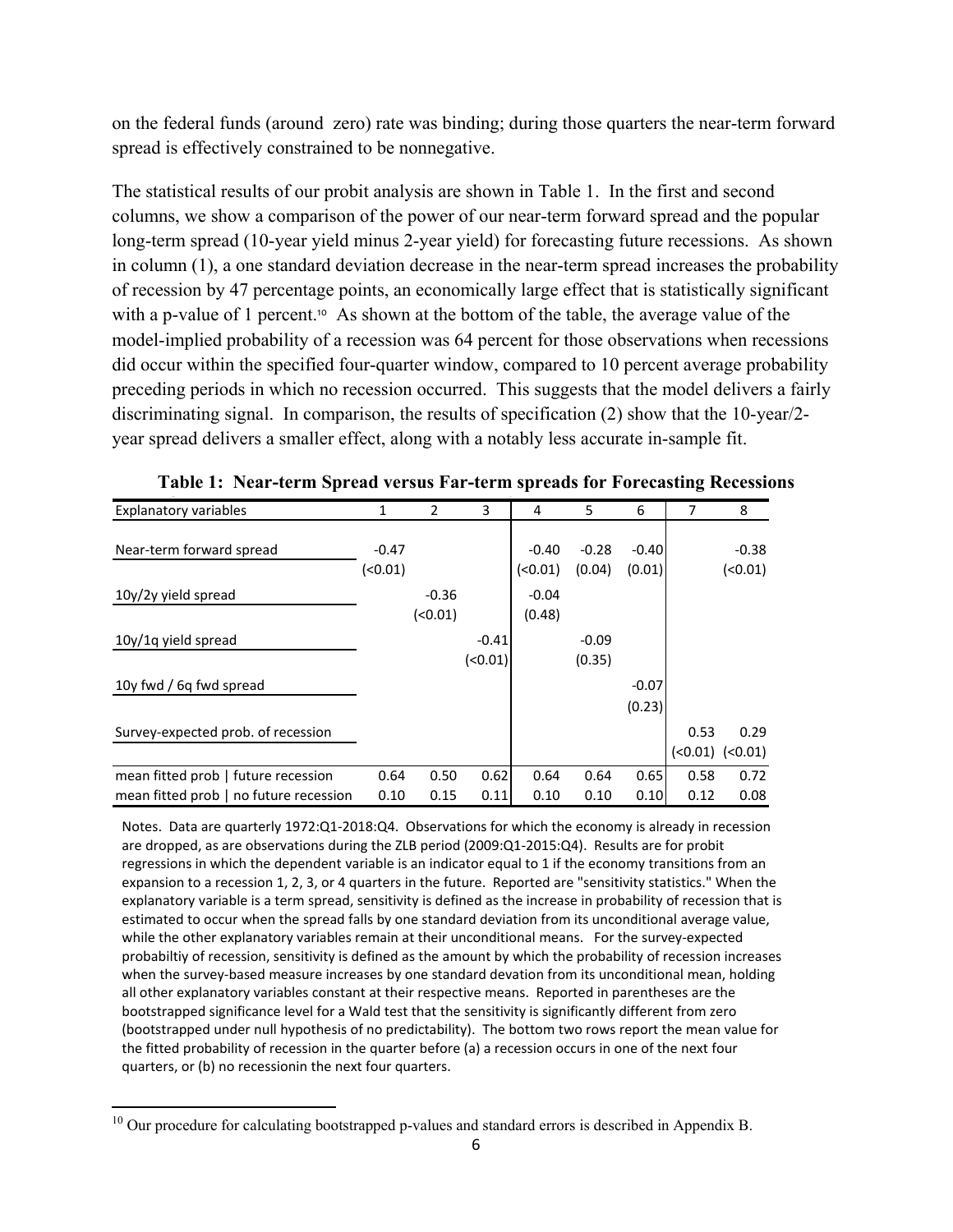on the federal funds (around zero) rate was binding; during those quarters the near-term forward spread is effectively constrained to be nonnegative.

The statistical results of our probit analysis are shown in Table 1. In the first and second columns, we show a comparison of the power of our near-term forward spread and the popular long-term spread (10-year yield minus 2-year yield) for forecasting future recessions. As shown in column (1), a one standard deviation decrease in the near-term spread increases the probability of recession by 47 percentage points, an economically large effect that is statistically significant with a p-value of 1 percent.[10] As shown at the bottom of the table, the average value of the model-implied probability of a recession was 64 percent for those observations when recessions did occur within the specified four-quarter window, compared to 10 percent average probability preceding periods in which no recession occurred. This suggests that the model delivers a fairly discriminating signal. In comparison, the results of specification (2) show that the 10-year/2-year spread delivers a smaller effect, along with a notably less accurate in-sample fit.

**Table 1: Near-term Spread versus Far-term spreads for Forecasting Recessions**

| Explanatory variables | 1 | 2 | 3 | 4 | 5 | 6 | 7 | 8 |
|---|---|---|---|---|---|---|---|---|
| Near-term forward spread | -0.47 | | | -0.40 | -0.28 | -0.40 | | -0.38 |
| | (<0.01) | | | (<0.01) | (0.04) | (0.01) | | (<0.01) |
| 10y/2y yield spread | | -0.36 | | -0.04 | | | | |
| | | (<0.01) | | (0.48) | | | | |
| 10y/1q yield spread | | | -0.41 | | -0.09 | | | |
| | | | (<0.01) | | (0.35) | | | |
| 10y fwd / 6q fwd spread | | | | | | -0.07 | | |
| | | | | | | (0.23) | | |
| Survey-expected prob. of recession | | | | | | | 0.53 | 0.29 |
| | | | | | | | (<0.01) | (<0.01) |
| mean fitted prob \| future recession | 0.64 | 0.50 | 0.62 | 0.64 | 0.64 | 0.65 | 0.58 | 0.72 |
| mean fitted prob \| no future recession | 0.10 | 0.15 | 0.11 | 0.10 | 0.10 | 0.10 | 0.12 | 0.08 |

Notes. Data are quarterly 1972:Q1-2018:Q4. Observations for which the economy is already in recession are dropped, as are observations during the ZLB period (2009:Q1-2015:Q4). Results are for probit regressions in which the dependent variable is an indicator equal to 1 if the economy transitions from an expansion to a recession 1, 2, 3, or 4 quarters in the future. Reported are "sensitivity statistics." When the explanatory variable is a term spread, sensitivity is defined as the increase in probability of recession that is estimated to occur when the spread falls by one standard deviation from its unconditional average value, while the other explanatory variables remain at their unconditional means. For the survey-expected probabiltiy of recession, sensitivity is defined as the amount by which the probability of recession increases when the survey-based measure increases by one standard devation from its unconditional mean, holding all other explanatory variables constant at their respective means. Reported in parentheses are the bootstrapped significance level for a Wald test that the sensitivity is significantly different from zero (bootstrapped under null hypothesis of no predictability). The bottom two rows report the mean value for the fitted probability of recession in the quarter before (a) a recession occurs in one of the next four quarters, or (b) no recessionin the next four quarters.

[10] Our procedure for calculating bootstrapped p-values and standard errors is described in Appendix B.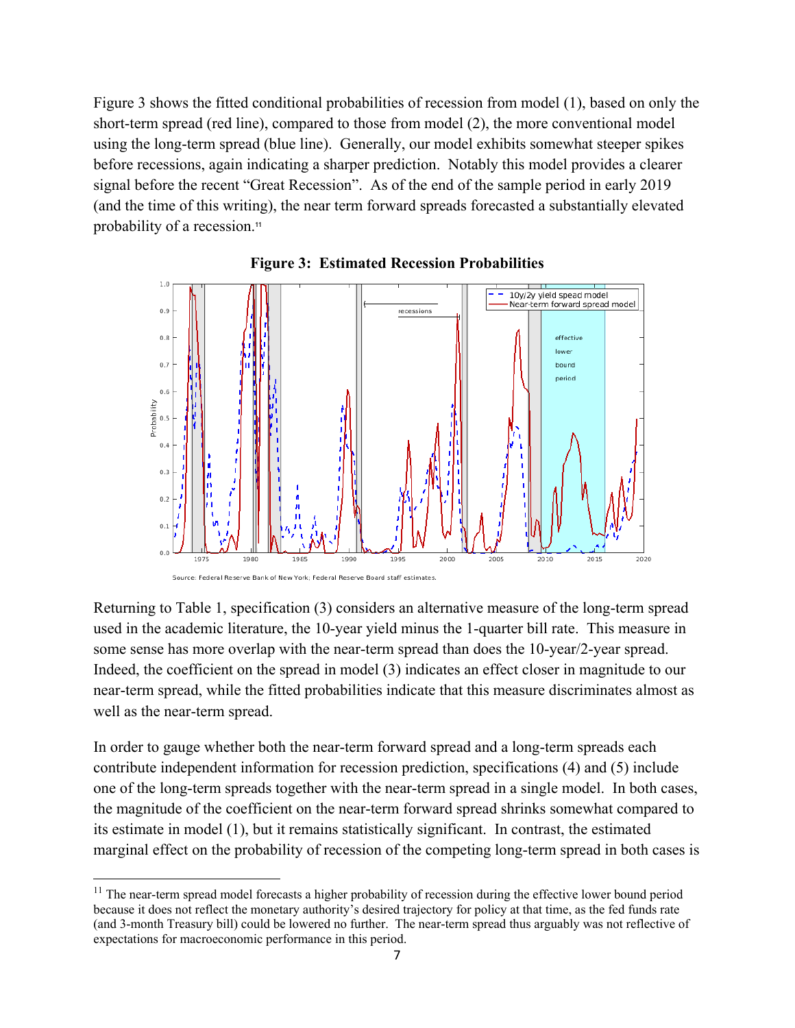Figure 3 shows the fitted conditional probabilities of recession from model (1), based on only the short-term spread (red line), compared to those from model (2), the more conventional model using the long-term spread (blue line). Generally, our model exhibits somewhat steeper spikes before recessions, again indicating a sharper prediction. Notably this model provides a clearer signal before the recent "Great Recession". As of the end of the sample period in early 2019 (and the time of this writing), the near term forward spreads forecasted a substantially elevated probability of a recession.[11]

**Figure 3: Estimated Recession Probabilities**

Source: Federal Reserve Bank of New York; Federal Reserve Board staff estimates.

Returning to Table 1, specification (3) considers an alternative measure of the long-term spread used in the academic literature, the 10-year yield minus the 1-quarter bill rate. This measure in some sense has more overlap with the near-term spread than does the 10-year/2-year spread. Indeed, the coefficient on the spread in model (3) indicates an effect closer in magnitude to our near-term spread, while the fitted probabilities indicate that this measure discriminates almost as well as the near-term spread.

In order to gauge whether both the near-term forward spread and a long-term spreads each contribute independent information for recession prediction, specifications (4) and (5) include one of the long-term spreads together with the near-term spread in a single model. In both cases, the magnitude of the coefficient on the near-term forward spread shrinks somewhat compared to its estimate in model (1), but it remains statistically significant. In contrast, the estimated marginal effect on the probability of recession of the competing long-term spread in both cases is

[11] The near-term spread model forecasts a higher probability of recession during the effective lower bound period because it does not reflect the monetary authority's desired trajectory for policy at that time, as the fed funds rate (and 3-month Treasury bill) could be lowered no further. The near-term spread thus arguably was not reflective of expectations for macroeconomic performance in this period.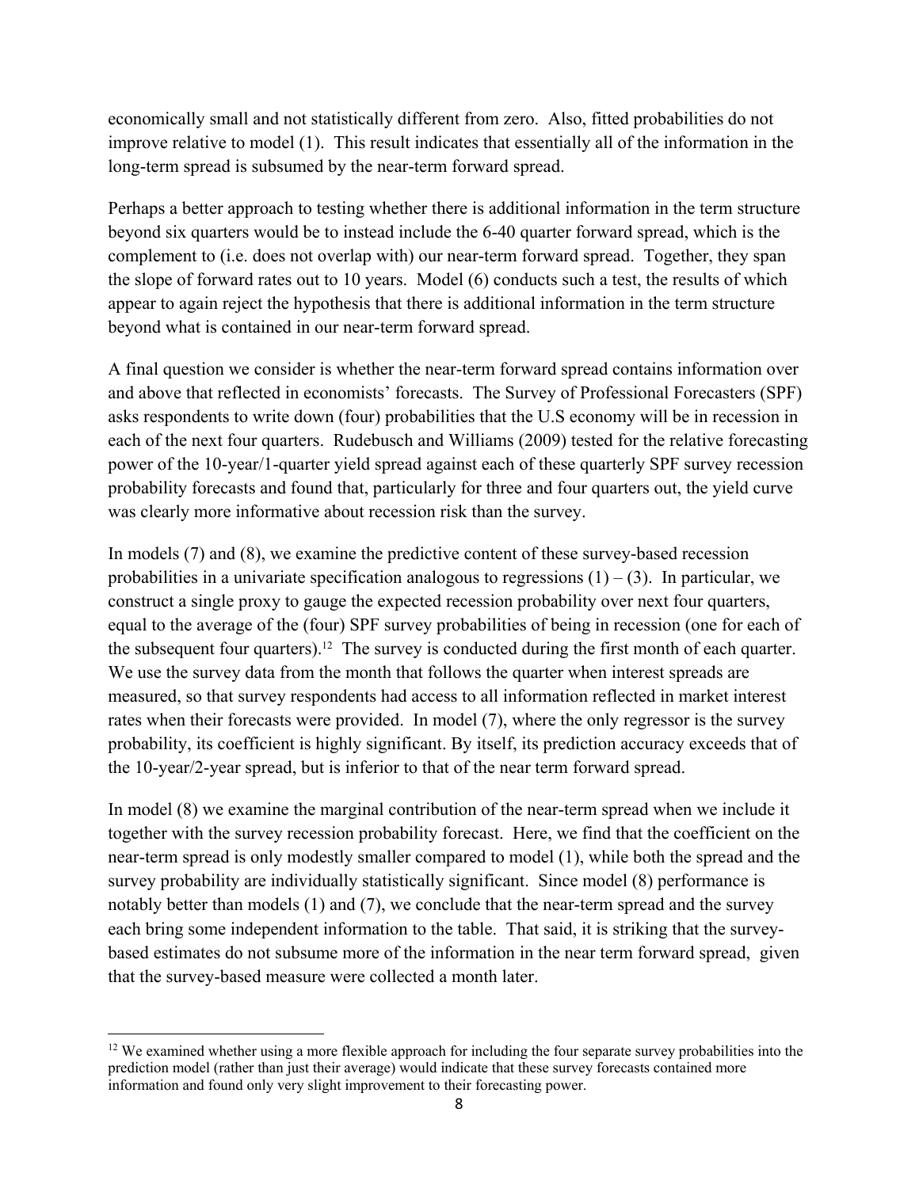economically small and not statistically different from zero. Also, fitted probabilities do not improve relative to model (1). This result indicates that essentially all of the information in the long-term spread is subsumed by the near-term forward spread.

Perhaps a better approach to testing whether there is additional information in the term structure beyond six quarters would be to instead include the 6-40 quarter forward spread, which is the complement to (i.e. does not overlap with) our near-term forward spread. Together, they span the slope of forward rates out to 10 years. Model (6) conducts such a test, the results of which appear to again reject the hypothesis that there is additional information in the term structure beyond what is contained in our near-term forward spread.

A final question we consider is whether the near-term forward spread contains information over and above that reflected in economists' forecasts. The Survey of Professional Forecasters (SPF) asks respondents to write down (four) probabilities that the U.S economy will be in recession in each of the next four quarters. Rudebusch and Williams (2009) tested for the relative forecasting power of the 10-year/1-quarter yield spread against each of these quarterly SPF survey recession probability forecasts and found that, particularly for three and four quarters out, the yield curve was clearly more informative about recession risk than the survey.

In models (7) and (8), we examine the predictive content of these survey-based recession probabilities in a univariate specification analogous to regressions (1) – (3). In particular, we construct a single proxy to gauge the expected recession probability over next four quarters, equal to the average of the (four) SPF survey probabilities of being in recession (one for each of the subsequent four quarters).[12] The survey is conducted during the first month of each quarter. We use the survey data from the month that follows the quarter when interest spreads are measured, so that survey respondents had access to all information reflected in market interest rates when their forecasts were provided. In model (7), where the only regressor is the survey probability, its coefficient is highly significant. By itself, its prediction accuracy exceeds that of the 10-year/2-year spread, but is inferior to that of the near term forward spread.

In model (8) we examine the marginal contribution of the near-term spread when we include it together with the survey recession probability forecast. Here, we find that the coefficient on the near-term spread is only modestly smaller compared to model (1), while both the spread and the survey probability are individually statistically significant. Since model (8) performance is notably better than models (1) and (7), we conclude that the near-term spread and the survey each bring some independent information to the table. That said, it is striking that the survey-based estimates do not subsume more of the information in the near term forward spread, given that the survey-based measure were collected a month later.

[12] We examined whether using a more flexible approach for including the four separate survey probabilities into the prediction model (rather than just their average) would indicate that these survey forecasts contained more information and found only very slight improvement to their forecasting power.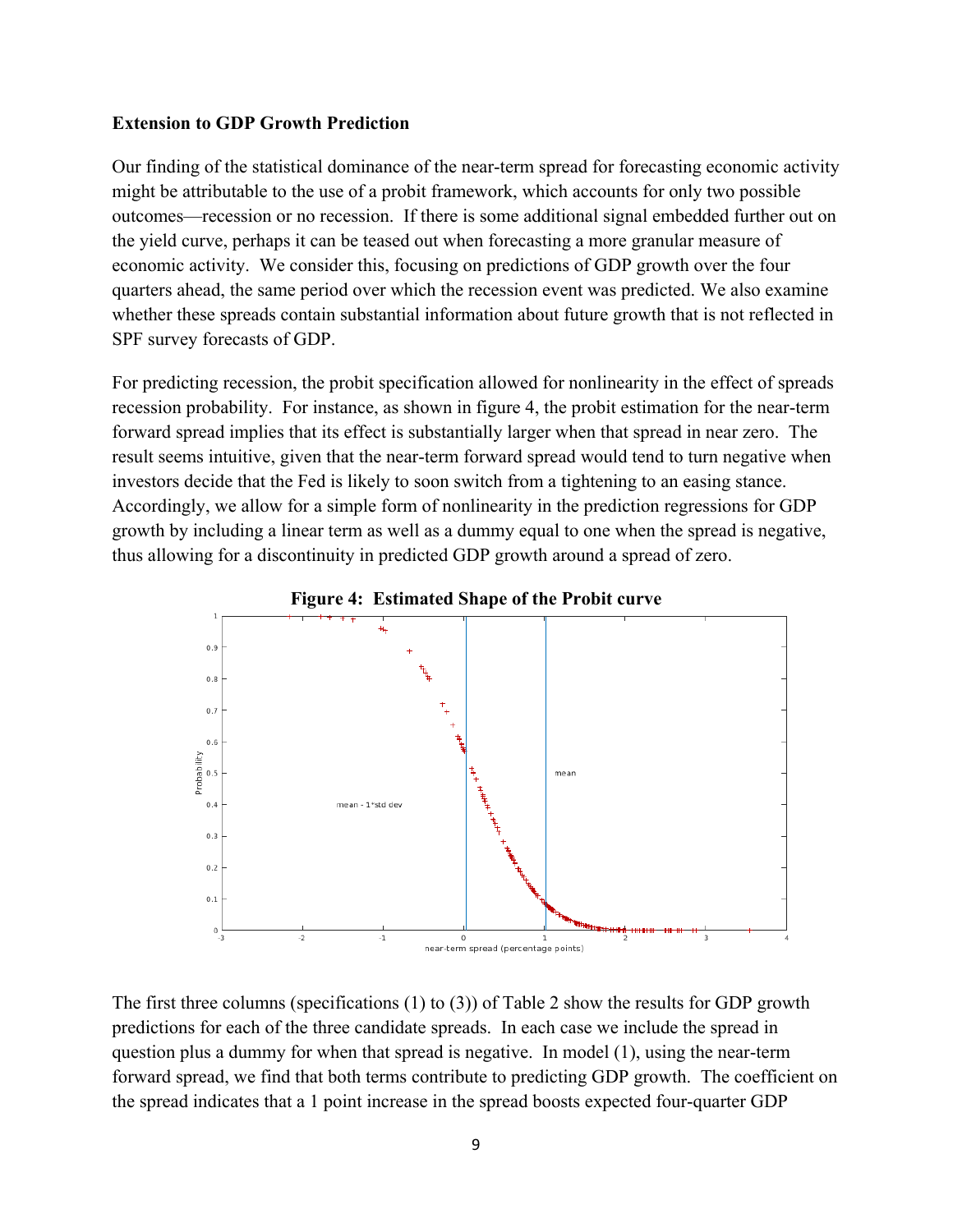**Extension to GDP Growth Prediction**

Our finding of the statistical dominance of the near-term spread for forecasting economic activity might be attributable to the use of a probit framework, which accounts for only two possible outcomes—recession or no recession. If there is some additional signal embedded further out on the yield curve, perhaps it can be teased out when forecasting a more granular measure of economic activity. We consider this, focusing on predictions of GDP growth over the four quarters ahead, the same period over which the recession event was predicted. We also examine whether these spreads contain substantial information about future growth that is not reflected in SPF survey forecasts of GDP.

For predicting recession, the probit specification allowed for nonlinearity in the effect of spreads recession probability. For instance, as shown in figure 4, the probit estimation for the near-term forward spread implies that its effect is substantially larger when that spread in near zero. The result seems intuitive, given that the near-term forward spread would tend to turn negative when investors decide that the Fed is likely to soon switch from a tightening to an easing stance. Accordingly, we allow for a simple form of nonlinearity in the prediction regressions for GDP growth by including a linear term as well as a dummy equal to one when the spread is negative, thus allowing for a discontinuity in predicted GDP growth around a spread of zero.

**Figure 4: Estimated Shape of the Probit curve**

The first three columns (specifications (1) to (3)) of Table 2 show the results for GDP growth predictions for each of the three candidate spreads. In each case we include the spread in question plus a dummy for when that spread is negative. In model (1), using the near-term forward spread, we find that both terms contribute to predicting GDP growth. The coefficient on the spread indicates that a 1 point increase in the spread boosts expected four-quarter GDP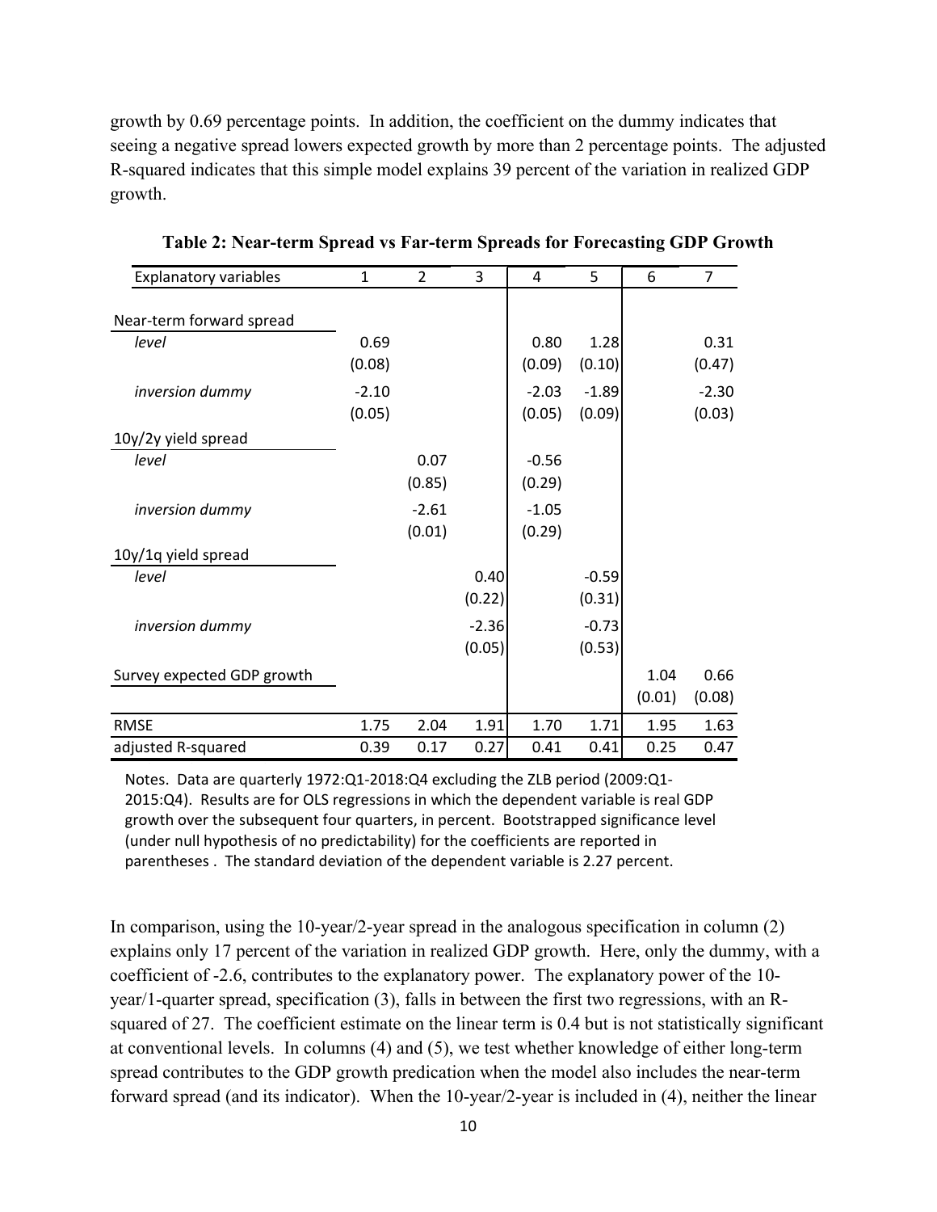growth by 0.69 percentage points. In addition, the coefficient on the dummy indicates that seeing a negative spread lowers expected growth by more than 2 percentage points. The adjusted R-squared indicates that this simple model explains 39 percent of the variation in realized GDP growth.

**Table 2: Near-term Spread vs Far-term Spreads for Forecasting GDP Growth**

| Explanatory variables | 1 | 2 | 3 | 4 | 5 | 6 | 7 |
|---|---|---|---|---|---|---|---|
| Near-term forward spread | | | | | | | |
| *level* | 0.69 | | | 0.80 | 1.28 | | 0.31 |
| | (0.08) | | | (0.09) | (0.10) | | (0.47) |
| *inversion dummy* | -2.10 | | | -2.03 | -1.89 | | -2.30 |
| | (0.05) | | | (0.05) | (0.09) | | (0.03) |
| 10y/2y yield spread | | | | | | | |
| *level* | | 0.07 | | -0.56 | | | |
| | | (0.85) | | (0.29) | | | |
| *inversion dummy* | | -2.61 | | -1.05 | | | |
| | | (0.01) | | (0.29) | | | |
| 10y/1q yield spread | | | | | | | |
| *level* | | | 0.40 | | -0.59 | | |
| | | | (0.22) | | (0.31) | | |
| *inversion dummy* | | | -2.36 | | -0.73 | | |
| | | | (0.05) | | (0.53) | | |
| Survey expected GDP growth | | | | | | 1.04 | 0.66 |
| | | | | | | (0.01) | (0.08) |
| RMSE | 1.75 | 2.04 | 1.91 | 1.70 | 1.71 | 1.95 | 1.63 |
| adjusted R-squared | 0.39 | 0.17 | 0.27 | 0.41 | 0.41 | 0.25 | 0.47 |

Notes. Data are quarterly 1972:Q1-2018:Q4 excluding the ZLB period (2009:Q1-2015:Q4). Results are for OLS regressions in which the dependent variable is real GDP growth over the subsequent four quarters, in percent. Bootstrapped significance level (under null hypothesis of no predictability) for the coefficients are reported in parentheses . The standard deviation of the dependent variable is 2.27 percent.

In comparison, using the 10-year/2-year spread in the analogous specification in column (2) explains only 17 percent of the variation in realized GDP growth. Here, only the dummy, with a coefficient of -2.6, contributes to the explanatory power. The explanatory power of the 10-year/1-quarter spread, specification (3), falls in between the first two regressions, with an R-squared of 27. The coefficient estimate on the linear term is 0.4 but is not statistically significant at conventional levels. In columns (4) and (5), we test whether knowledge of either long-term spread contributes to the GDP growth predication when the model also includes the near-term forward spread (and its indicator). When the 10-year/2-year is included in (4), neither the linear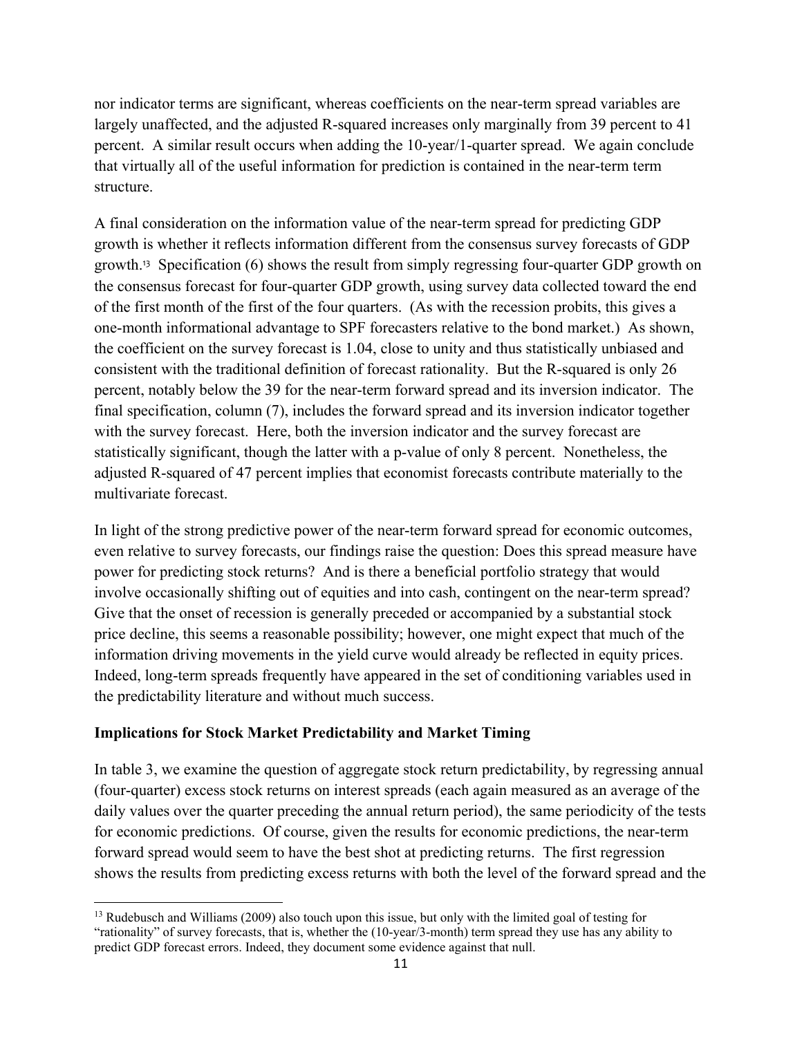nor indicator terms are significant, whereas coefficients on the near-term spread variables are largely unaffected, and the adjusted R-squared increases only marginally from 39 percent to 41 percent. A similar result occurs when adding the 10-year/1-quarter spread. We again conclude that virtually all of the useful information for prediction is contained in the near-term term structure.

A final consideration on the information value of the near-term spread for predicting GDP growth is whether it reflects information different from the consensus survey forecasts of GDP growth.[13] Specification (6) shows the result from simply regressing four-quarter GDP growth on the consensus forecast for four-quarter GDP growth, using survey data collected toward the end of the first month of the first of the four quarters. (As with the recession probits, this gives a one-month informational advantage to SPF forecasters relative to the bond market.) As shown, the coefficient on the survey forecast is 1.04, close to unity and thus statistically unbiased and consistent with the traditional definition of forecast rationality. But the R-squared is only 26 percent, notably below the 39 for the near-term forward spread and its inversion indicator. The final specification, column (7), includes the forward spread and its inversion indicator together with the survey forecast. Here, both the inversion indicator and the survey forecast are statistically significant, though the latter with a p-value of only 8 percent. Nonetheless, the adjusted R-squared of 47 percent implies that economist forecasts contribute materially to the multivariate forecast.

In light of the strong predictive power of the near-term forward spread for economic outcomes, even relative to survey forecasts, our findings raise the question: Does this spread measure have power for predicting stock returns? And is there a beneficial portfolio strategy that would involve occasionally shifting out of equities and into cash, contingent on the near-term spread? Give that the onset of recession is generally preceded or accompanied by a substantial stock price decline, this seems a reasonable possibility; however, one might expect that much of the information driving movements in the yield curve would already be reflected in equity prices. Indeed, long-term spreads frequently have appeared in the set of conditioning variables used in the predictability literature and without much success.

## Implications for Stock Market Predictability and Market Timing

In table 3, we examine the question of aggregate stock return predictability, by regressing annual (four-quarter) excess stock returns on interest spreads (each again measured as an average of the daily values over the quarter preceding the annual return period), the same periodicity of the tests for economic predictions. Of course, given the results for economic predictions, the near-term forward spread would seem to have the best shot at predicting returns. The first regression shows the results from predicting excess returns with both the level of the forward spread and the

[13] Rudebusch and Williams (2009) also touch upon this issue, but only with the limited goal of testing for "rationality" of survey forecasts, that is, whether the (10-year/3-month) term spread they use has any ability to predict GDP forecast errors. Indeed, they document some evidence against that null.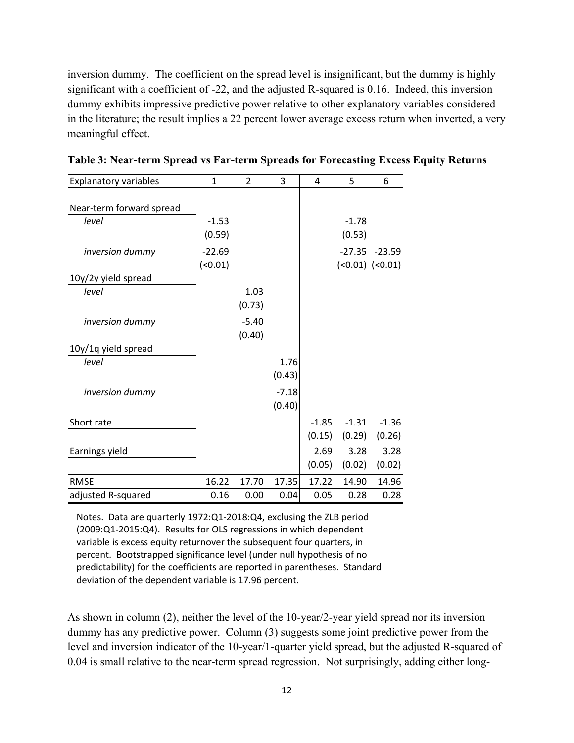inversion dummy. The coefficient on the spread level is insignificant, but the dummy is highly significant with a coefficient of -22, and the adjusted R-squared is 0.16. Indeed, this inversion dummy exhibits impressive predictive power relative to other explanatory variables considered in the literature; the result implies a 22 percent lower average excess return when inverted, a very meaningful effect.

**Table 3: Near-term Spread vs Far-term Spreads for Forecasting Excess Equity Returns**

| Explanatory variables | 1 | 2 | 3 | 4 | 5 | 6 |
|---|---|---|---|---|---|---|
| Near-term forward spread | | | | | | |
| *level* | -1.53 | | | | -1.78 | |
| | (0.59) | | | | (0.53) | |
| *inversion dummy* | -22.69 | | | | -27.35 | -23.59 |
| | (<0.01) | | | | (<0.01) | (<0.01) |
| 10y/2y yield spread | | | | | | |
| *level* | | 1.03 | | | | |
| | | (0.73) | | | | |
| *inversion dummy* | | -5.40 | | | | |
| | | (0.40) | | | | |
| 10y/1q yield spread | | | | | | |
| *level* | | | 1.76 | | | |
| | | | (0.43) | | | |
| *inversion dummy* | | | -7.18 | | | |
| | | | (0.40) | | | |
| Short rate | | | | -1.85 | -1.31 | -1.36 |
| | | | | (0.15) | (0.29) | (0.26) |
| Earnings yield | | | | 2.69 | 3.28 | 3.28 |
| | | | | (0.05) | (0.02) | (0.02) |
| RMSE | 16.22 | 17.70 | 17.35 | 17.22 | 14.90 | 14.96 |
| adjusted R-squared | 0.16 | 0.00 | 0.04 | 0.05 | 0.28 | 0.28 |

Notes. Data are quarterly 1972:Q1-2018:Q4, exclusing the ZLB period (2009:Q1-2015:Q4). Results for OLS regressions in which dependent variable is excess equity returnover the subsequent four quarters, in percent. Bootstrapped significance level (under null hypothesis of no predictability) for the coefficients are reported in parentheses. Standard deviation of the dependent variable is 17.96 percent.

As shown in column (2), neither the level of the 10-year/2-year yield spread nor its inversion dummy has any predictive power. Column (3) suggests some joint predictive power from the level and inversion indicator of the 10-year/1-quarter yield spread, but the adjusted R-squared of 0.04 is small relative to the near-term spread regression. Not surprisingly, adding either long-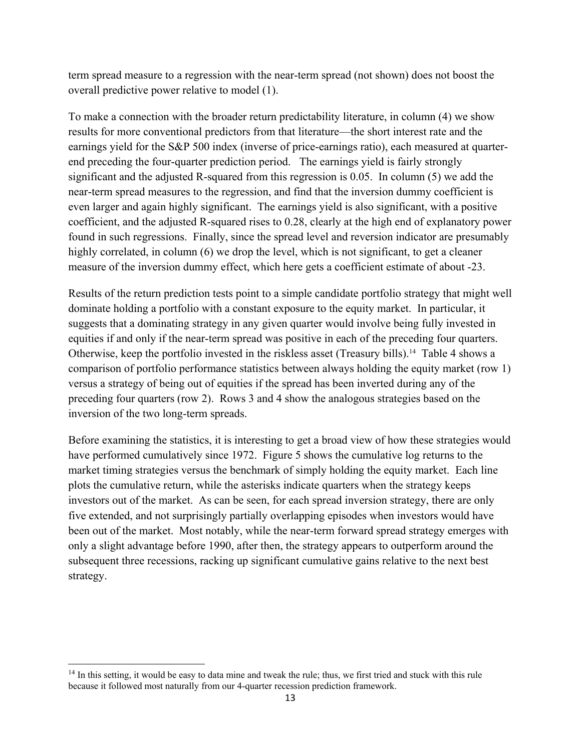term spread measure to a regression with the near-term spread (not shown) does not boost the overall predictive power relative to model (1).

To make a connection with the broader return predictability literature, in column (4) we show results for more conventional predictors from that literature—the short interest rate and the earnings yield for the S&P 500 index (inverse of price-earnings ratio), each measured at quarter-end preceding the four-quarter prediction period. The earnings yield is fairly strongly significant and the adjusted R-squared from this regression is 0.05. In column (5) we add the near-term spread measures to the regression, and find that the inversion dummy coefficient is even larger and again highly significant. The earnings yield is also significant, with a positive coefficient, and the adjusted R-squared rises to 0.28, clearly at the high end of explanatory power found in such regressions. Finally, since the spread level and reversion indicator are presumably highly correlated, in column (6) we drop the level, which is not significant, to get a cleaner measure of the inversion dummy effect, which here gets a coefficient estimate of about -23.

Results of the return prediction tests point to a simple candidate portfolio strategy that might well dominate holding a portfolio with a constant exposure to the equity market. In particular, it suggests that a dominating strategy in any given quarter would involve being fully invested in equities if and only if the near-term spread was positive in each of the preceding four quarters. Otherwise, keep the portfolio invested in the riskless asset (Treasury bills).[14] Table 4 shows a comparison of portfolio performance statistics between always holding the equity market (row 1) versus a strategy of being out of equities if the spread has been inverted during any of the preceding four quarters (row 2). Rows 3 and 4 show the analogous strategies based on the inversion of the two long-term spreads.

Before examining the statistics, it is interesting to get a broad view of how these strategies would have performed cumulatively since 1972. Figure 5 shows the cumulative log returns to the market timing strategies versus the benchmark of simply holding the equity market. Each line plots the cumulative return, while the asterisks indicate quarters when the strategy keeps investors out of the market. As can be seen, for each spread inversion strategy, there are only five extended, and not surprisingly partially overlapping episodes when investors would have been out of the market. Most notably, while the near-term forward spread strategy emerges with only a slight advantage before 1990, after then, the strategy appears to outperform around the subsequent three recessions, racking up significant cumulative gains relative to the next best strategy.

[14] In this setting, it would be easy to data mine and tweak the rule; thus, we first tried and stuck with this rule because it followed most naturally from our 4-quarter recession prediction framework.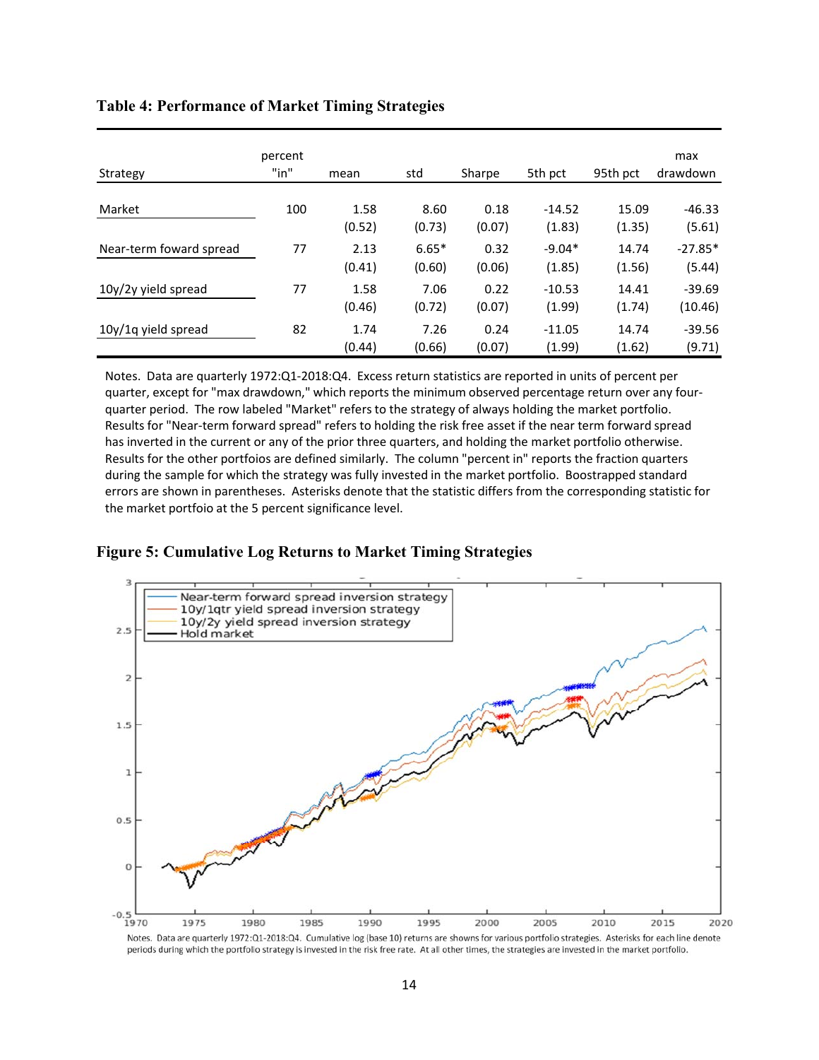**Table 4: Performance of Market Timing Strategies**

| Strategy | percent "in" | mean | std | Sharpe | 5th pct | 95th pct | max drawdown |
|---|---|---|---|---|---|---|---|
| Market | 100 | 1.58 | 8.60 | 0.18 | -14.52 | 15.09 | -46.33 |
| | | (0.52) | (0.73) | (0.07) | (1.83) | (1.35) | (5.61) |
| Near-term foward spread | 77 | 2.13 | 6.65* | 0.32 | -9.04* | 14.74 | -27.85* |
| | | (0.41) | (0.60) | (0.06) | (1.85) | (1.56) | (5.44) |
| 10y/2y yield spread | 77 | 1.58 | 7.06 | 0.22 | -10.53 | 14.41 | -39.69 |
| | | (0.46) | (0.72) | (0.07) | (1.99) | (1.74) | (10.46) |
| 10y/1q yield spread | 82 | 1.74 | 7.26 | 0.24 | -11.05 | 14.74 | -39.56 |
| | | (0.44) | (0.66) | (0.07) | (1.99) | (1.62) | (9.71) |

Notes. Data are quarterly 1972:Q1-2018:Q4. Excess return statistics are reported in units of percent per quarter, except for "max drawdown," which reports the minimum observed percentage return over any four-quarter period. The row labeled "Market" refers to the strategy of always holding the market portfolio. Results for "Near-term forward spread" refers to holding the risk free asset if the near term forward spread has inverted in the current or any of the prior three quarters, and holding the market portfolio otherwise. Results for the other portfoios are defined similarly. The column "percent in" reports the fraction quarters during the sample for which the strategy was fully invested in the market portfolio. Boostrapped standard errors are shown in parentheses. Asterisks denote that the statistic differs from the corresponding statistic for the market portfoio at the 5 percent significance level.

**Figure 5: Cumulative Log Returns to Market Timing Strategies**

Notes. Data are quarterly 1972:Q1-2018:Q4. Cumulative log (base 10) returns are showns for various portfolio strategies. Asterisks for each line denote periods during which the portfolio strategy is invested in the risk free rate. At all other times, the strategies are invested in the market portfolio.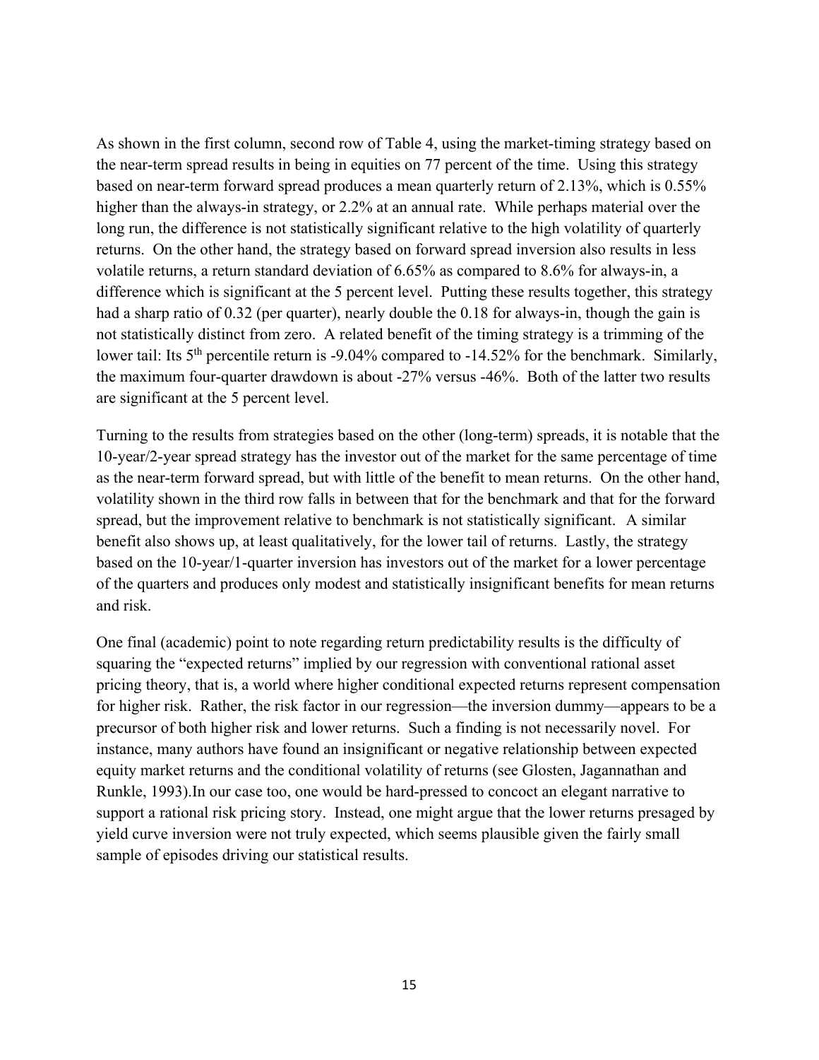As shown in the first column, second row of Table 4, using the market-timing strategy based on the near-term spread results in being in equities on 77 percent of the time. Using this strategy based on near-term forward spread produces a mean quarterly return of 2.13%, which is 0.55% higher than the always-in strategy, or 2.2% at an annual rate. While perhaps material over the long run, the difference is not statistically significant relative to the high volatility of quarterly returns. On the other hand, the strategy based on forward spread inversion also results in less volatile returns, a return standard deviation of 6.65% as compared to 8.6% for always-in, a difference which is significant at the 5 percent level. Putting these results together, this strategy had a sharp ratio of 0.32 (per quarter), nearly double the 0.18 for always-in, though the gain is not statistically distinct from zero. A related benefit of the timing strategy is a trimming of the lower tail: Its 5th percentile return is -9.04% compared to -14.52% for the benchmark. Similarly, the maximum four-quarter drawdown is about -27% versus -46%. Both of the latter two results are significant at the 5 percent level.

Turning to the results from strategies based on the other (long-term) spreads, it is notable that the 10-year/2-year spread strategy has the investor out of the market for the same percentage of time as the near-term forward spread, but with little of the benefit to mean returns. On the other hand, volatility shown in the third row falls in between that for the benchmark and that for the forward spread, but the improvement relative to benchmark is not statistically significant. A similar benefit also shows up, at least qualitatively, for the lower tail of returns. Lastly, the strategy based on the 10-year/1-quarter inversion has investors out of the market for a lower percentage of the quarters and produces only modest and statistically insignificant benefits for mean returns and risk.

One final (academic) point to note regarding return predictability results is the difficulty of squaring the "expected returns" implied by our regression with conventional rational asset pricing theory, that is, a world where higher conditional expected returns represent compensation for higher risk. Rather, the risk factor in our regression—the inversion dummy—appears to be a precursor of both higher risk and lower returns. Such a finding is not necessarily novel. For instance, many authors have found an insignificant or negative relationship between expected equity market returns and the conditional volatility of returns (see Glosten, Jagannathan and Runkle, 1993).In our case too, one would be hard-pressed to concoct an elegant narrative to support a rational risk pricing story. Instead, one might argue that the lower returns presaged by yield curve inversion were not truly expected, which seems plausible given the fairly small sample of episodes driving our statistical results.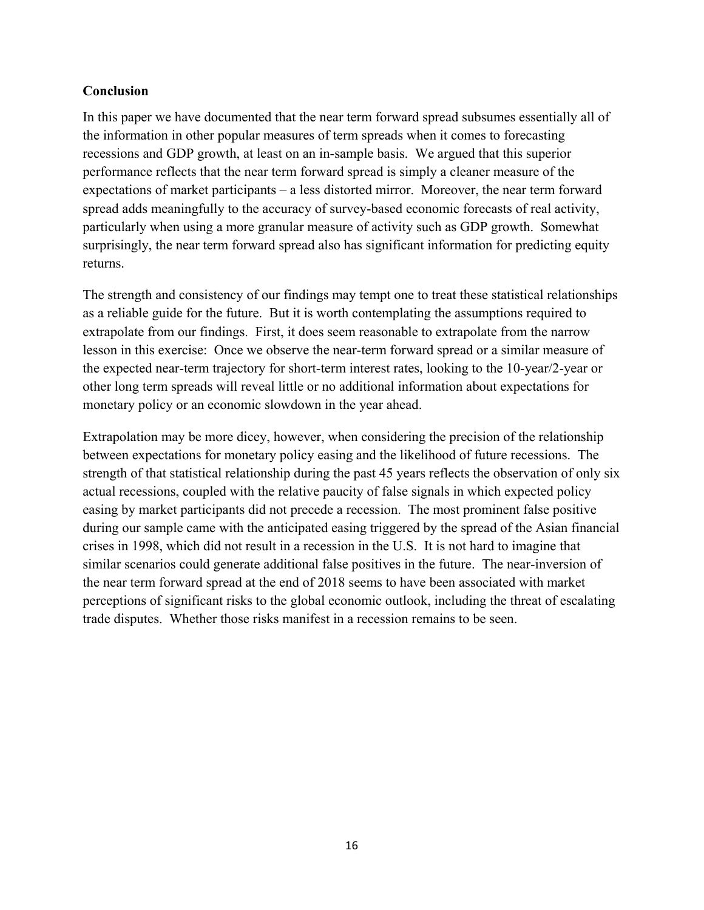## Conclusion

In this paper we have documented that the near term forward spread subsumes essentially all of the information in other popular measures of term spreads when it comes to forecasting recessions and GDP growth, at least on an in-sample basis. We argued that this superior performance reflects that the near term forward spread is simply a cleaner measure of the expectations of market participants – a less distorted mirror. Moreover, the near term forward spread adds meaningfully to the accuracy of survey-based economic forecasts of real activity, particularly when using a more granular measure of activity such as GDP growth. Somewhat surprisingly, the near term forward spread also has significant information for predicting equity returns.

The strength and consistency of our findings may tempt one to treat these statistical relationships as a reliable guide for the future. But it is worth contemplating the assumptions required to extrapolate from our findings. First, it does seem reasonable to extrapolate from the narrow lesson in this exercise: Once we observe the near-term forward spread or a similar measure of the expected near-term trajectory for short-term interest rates, looking to the 10-year/2-year or other long term spreads will reveal little or no additional information about expectations for monetary policy or an economic slowdown in the year ahead.

Extrapolation may be more dicey, however, when considering the precision of the relationship between expectations for monetary policy easing and the likelihood of future recessions. The strength of that statistical relationship during the past 45 years reflects the observation of only six actual recessions, coupled with the relative paucity of false signals in which expected policy easing by market participants did not precede a recession. The most prominent false positive during our sample came with the anticipated easing triggered by the spread of the Asian financial crises in 1998, which did not result in a recession in the U.S. It is not hard to imagine that similar scenarios could generate additional false positives in the future. The near-inversion of the near term forward spread at the end of 2018 seems to have been associated with market perceptions of significant risks to the global economic outlook, including the threat of escalating trade disputes. Whether those risks manifest in a recession remains to be seen.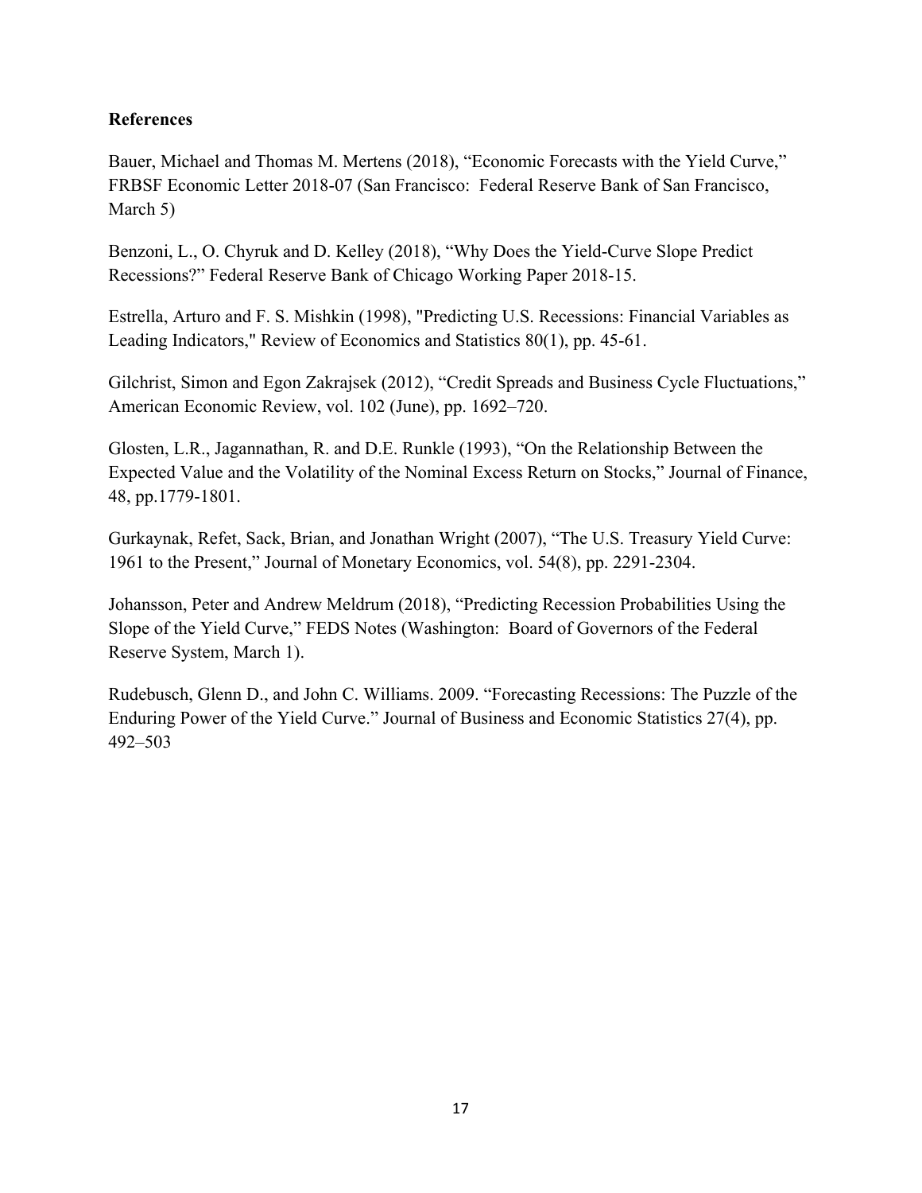## References

Bauer, Michael and Thomas M. Mertens (2018), "Economic Forecasts with the Yield Curve," FRBSF Economic Letter 2018-07 (San Francisco: Federal Reserve Bank of San Francisco, March 5)

Benzoni, L., O. Chyruk and D. Kelley (2018), "Why Does the Yield-Curve Slope Predict Recessions?" Federal Reserve Bank of Chicago Working Paper 2018-15.

Estrella, Arturo and F. S. Mishkin (1998), "Predicting U.S. Recessions: Financial Variables as Leading Indicators," Review of Economics and Statistics 80(1), pp. 45-61.

Gilchrist, Simon and Egon Zakrajsek (2012), "Credit Spreads and Business Cycle Fluctuations," American Economic Review, vol. 102 (June), pp. 1692–720.

Glosten, L.R., Jagannathan, R. and D.E. Runkle (1993), "On the Relationship Between the Expected Value and the Volatility of the Nominal Excess Return on Stocks," Journal of Finance, 48, pp.1779-1801.

Gurkaynak, Refet, Sack, Brian, and Jonathan Wright (2007), "The U.S. Treasury Yield Curve: 1961 to the Present," Journal of Monetary Economics, vol. 54(8), pp. 2291-2304.

Johansson, Peter and Andrew Meldrum (2018), "Predicting Recession Probabilities Using the Slope of the Yield Curve," FEDS Notes (Washington: Board of Governors of the Federal Reserve System, March 1).

Rudebusch, Glenn D., and John C. Williams. 2009. "Forecasting Recessions: The Puzzle of the Enduring Power of the Yield Curve." Journal of Business and Economic Statistics 27(4), pp. 492–503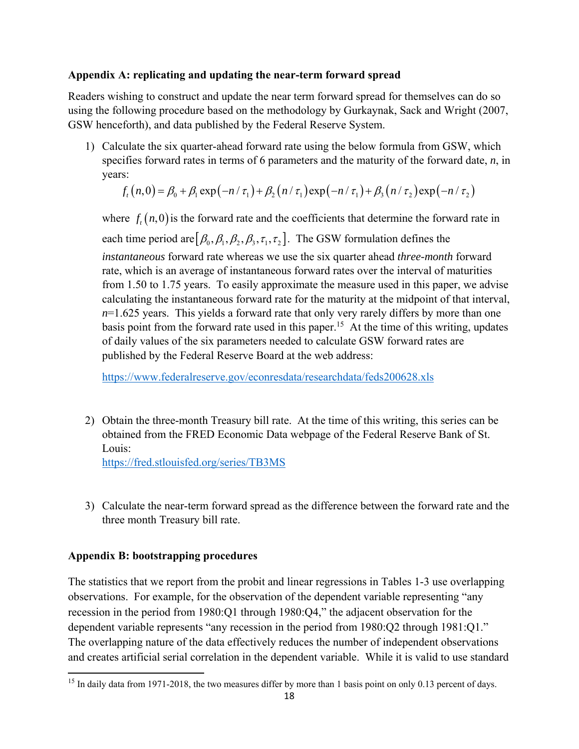**Appendix A: replicating and updating the near-term forward spread**

Readers wishing to construct and update the near term forward spread for themselves can do so using the following procedure based on the methodology by Gurkaynak, Sack and Wright (2007, GSW henceforth), and data published by the Federal Reserve System.

1) Calculate the six quarter-ahead forward rate using the below formula from GSW, which specifies forward rates in terms of 6 parameters and the maturity of the forward date, *n*, in years:

$$f_t(n,0) = \beta_0 + \beta_1 \exp(-n/\tau_1) + \beta_2 (n/\tau_1)\exp(-n/\tau_1) + \beta_3 (n/\tau_2)\exp(-n/\tau_2)$$

   where $f_t(n,0)$ is the forward rate and the coefficients that determine the forward rate in each time period are $[\beta_0, \beta_1, \beta_2, \beta_3, \tau_1, \tau_2]$. The GSW formulation defines the *instantaneous* forward rate whereas we use the six quarter ahead *three-month* forward rate, which is an average of instantaneous forward rates over the interval of maturities from 1.50 to 1.75 years. To easily approximate the measure used in this paper, we advise calculating the instantaneous forward rate for the maturity at the midpoint of that interval, $n$=1.625 years. This yields a forward rate that only very rarely differs by more than one basis point from the forward rate used in this paper.[15] At the time of this writing, updates of daily values of the six parameters needed to calculate GSW forward rates are published by the Federal Reserve Board at the web address:

   https://www.federalreserve.gov/econresdata/researchdata/feds200628.xls

2) Obtain the three-month Treasury bill rate. At the time of this writing, this series can be obtained from the FRED Economic Data webpage of the Federal Reserve Bank of St. Louis:
   https://fred.stlouisfed.org/series/TB3MS

3) Calculate the near-term forward spread as the difference between the forward rate and the three month Treasury bill rate.

**Appendix B: bootstrapping procedures**

The statistics that we report from the probit and linear regressions in Tables 1-3 use overlapping observations. For example, for the observation of the dependent variable representing "any recession in the period from 1980:Q1 through 1980:Q4," the adjacent observation for the dependent variable represents "any recession in the period from 1980:Q2 through 1981:Q1." The overlapping nature of the data effectively reduces the number of independent observations and creates artificial serial correlation in the dependent variable. While it is valid to use standard

[15] In daily data from 1971-2018, the two measures differ by more than 1 basis point on only 0.13 percent of days.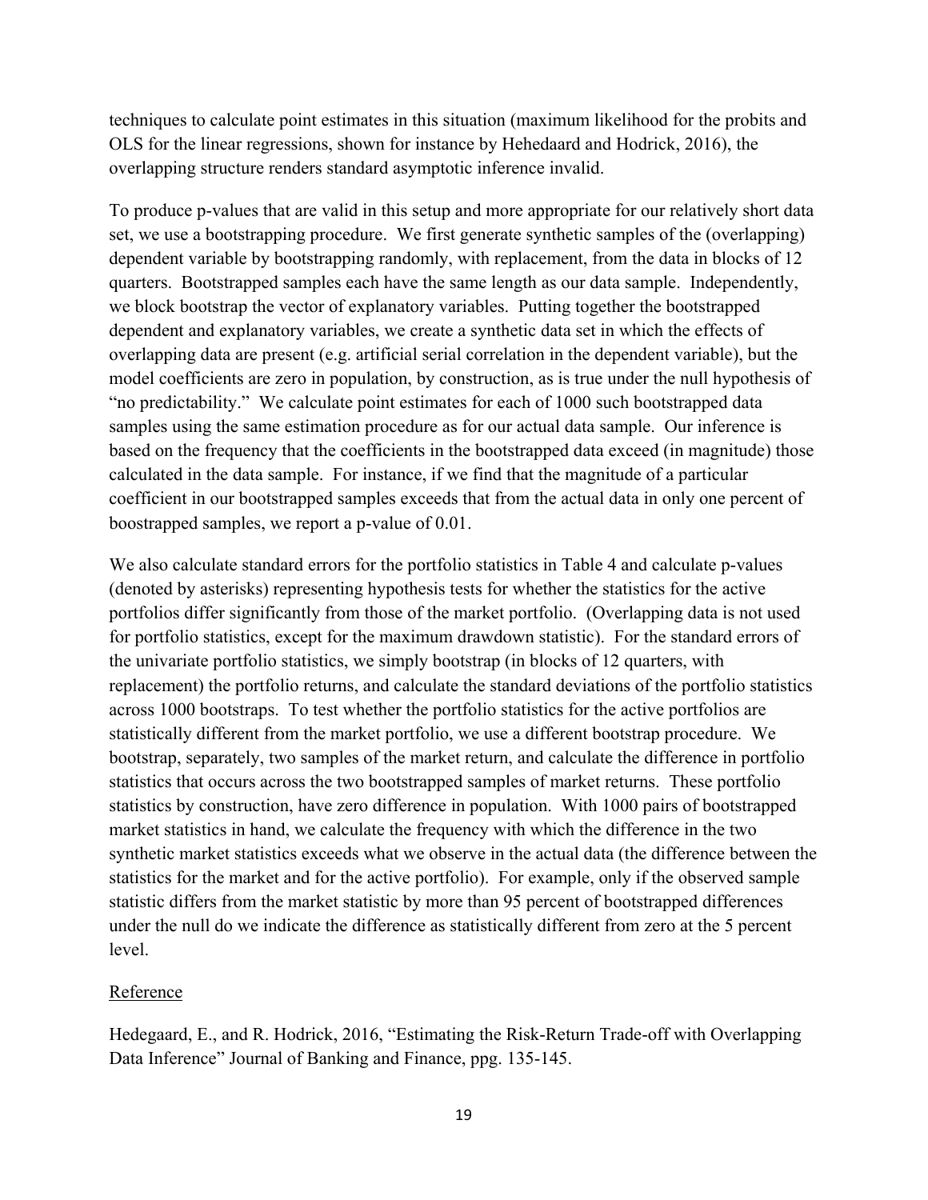techniques to calculate point estimates in this situation (maximum likelihood for the probits and OLS for the linear regressions, shown for instance by Hehedaard and Hodrick, 2016), the overlapping structure renders standard asymptotic inference invalid.

To produce p-values that are valid in this setup and more appropriate for our relatively short data set, we use a bootstrapping procedure. We first generate synthetic samples of the (overlapping) dependent variable by bootstrapping randomly, with replacement, from the data in blocks of 12 quarters. Bootstrapped samples each have the same length as our data sample. Independently, we block bootstrap the vector of explanatory variables. Putting together the bootstrapped dependent and explanatory variables, we create a synthetic data set in which the effects of overlapping data are present (e.g. artificial serial correlation in the dependent variable), but the model coefficients are zero in population, by construction, as is true under the null hypothesis of "no predictability." We calculate point estimates for each of 1000 such bootstrapped data samples using the same estimation procedure as for our actual data sample. Our inference is based on the frequency that the coefficients in the bootstrapped data exceed (in magnitude) those calculated in the data sample. For instance, if we find that the magnitude of a particular coefficient in our bootstrapped samples exceeds that from the actual data in only one percent of boostrapped samples, we report a p-value of 0.01.

We also calculate standard errors for the portfolio statistics in Table 4 and calculate p-values (denoted by asterisks) representing hypothesis tests for whether the statistics for the active portfolios differ significantly from those of the market portfolio. (Overlapping data is not used for portfolio statistics, except for the maximum drawdown statistic). For the standard errors of the univariate portfolio statistics, we simply bootstrap (in blocks of 12 quarters, with replacement) the portfolio returns, and calculate the standard deviations of the portfolio statistics across 1000 bootstraps. To test whether the portfolio statistics for the active portfolios are statistically different from the market portfolio, we use a different bootstrap procedure. We bootstrap, separately, two samples of the market return, and calculate the difference in portfolio statistics that occurs across the two bootstrapped samples of market returns. These portfolio statistics by construction, have zero difference in population. With 1000 pairs of bootstrapped market statistics in hand, we calculate the frequency with which the difference in the two synthetic market statistics exceeds what we observe in the actual data (the difference between the statistics for the market and for the active portfolio). For example, only if the observed sample statistic differs from the market statistic by more than 95 percent of bootstrapped differences under the null do we indicate the difference as statistically different from zero at the 5 percent level.

## Reference

Hedegaard, E., and R. Hodrick, 2016, "Estimating the Risk-Return Trade-off with Overlapping Data Inference" Journal of Banking and Finance, ppg. 135-145.